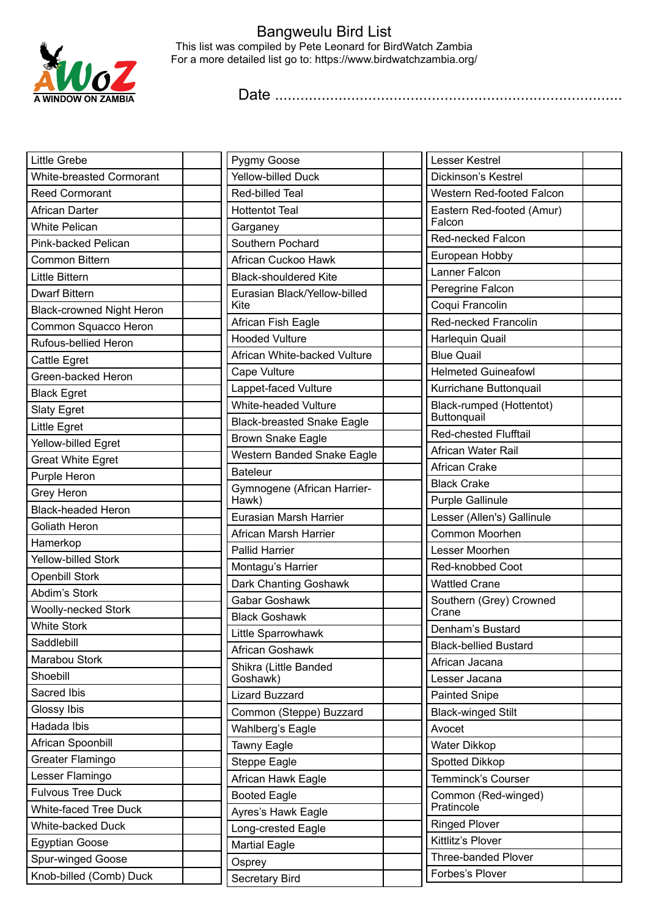# Bangweulu Bird List

This list was compiled by Pete Leonard for BirdWatch Zambia
For a more detailed list go to: https://www.birdwatchzambia.org/

A WINDOW ON ZAMBIA

Date ..............................................................................

| Species | |
|---|---|
| Little Grebe | |
| White-breasted Cormorant | |
| Reed Cormorant | |
| African Darter | |
| White Pelican | |
| Pink-backed Pelican | |
| Common Bittern | |
| Little Bittern | |
| Dwarf Bittern | |
| Black-crowned Night Heron | |
| Common Squacco Heron | |
| Rufous-bellied Heron | |
| Cattle Egret | |
| Green-backed Heron | |
| Black Egret | |
| Slaty Egret | |
| Little Egret | |
| Yellow-billed Egret | |
| Great White Egret | |
| Purple Heron | |
| Grey Heron | |
| Black-headed Heron | |
| Goliath Heron | |
| Hamerkop | |
| Yellow-billed Stork | |
| Openbill Stork | |
| Abdim's Stork | |
| Woolly-necked Stork | |
| White Stork | |
| Saddlebill | |
| Marabou Stork | |
| Shoebill | |
| Sacred Ibis | |
| Glossy Ibis | |
| Hadada Ibis | |
| African Spoonbill | |
| Greater Flamingo | |
| Lesser Flamingo | |
| Fulvous Tree Duck | |
| White-faced Tree Duck | |
| White-backed Duck | |
| Egyptian Goose | |
| Spur-winged Goose | |
| Knob-billed (Comb) Duck | |

| Species | |
|---|---|
| Pygmy Goose | |
| Yellow-billed Duck | |
| Red-billed Teal | |
| Hottentot Teal | |
| Garganey | |
| Southern Pochard | |
| African Cuckoo Hawk | |
| Black-shouldered Kite | |
| Eurasian Black/Yellow-billed Kite | |
| African Fish Eagle | |
| Hooded Vulture | |
| African White-backed Vulture | |
| Cape Vulture | |
| Lappet-faced Vulture | |
| White-headed Vulture | |
| Black-breasted Snake Eagle | |
| Brown Snake Eagle | |
| Western Banded Snake Eagle | |
| Bateleur | |
| Gymnogene (African Harrier-Hawk) | |
| Eurasian Marsh Harrier | |
| African Marsh Harrier | |
| Pallid Harrier | |
| Montagu's Harrier | |
| Dark Chanting Goshawk | |
| Gabar Goshawk | |
| Black Goshawk | |
| Little Sparrowhawk | |
| African Goshawk | |
| Shikra (Little Banded Goshawk) | |
| Lizard Buzzard | |
| Common (Steppe) Buzzard | |
| Wahlberg's Eagle | |
| Tawny Eagle | |
| Steppe Eagle | |
| African Hawk Eagle | |
| Booted Eagle | |
| Ayres's Hawk Eagle | |
| Long-crested Eagle | |
| Martial Eagle | |
| Osprey | |
| Secretary Bird | |

| Species | |
|---|---|
| Lesser Kestrel | |
| Dickinson's Kestrel | |
| Western Red-footed Falcon | |
| Eastern Red-footed (Amur) Falcon | |
| Red-necked Falcon | |
| European Hobby | |
| Lanner Falcon | |
| Peregrine Falcon | |
| Coqui Francolin | |
| Red-necked Francolin | |
| Harlequin Quail | |
| Blue Quail | |
| Helmeted Guineafowl | |
| Kurrichane Buttonquail | |
| Black-rumped (Hottentot) Buttonquail | |
| Red-chested Flufftail | |
| African Water Rail | |
| African Crake | |
| Black Crake | |
| Purple Gallinule | |
| Lesser (Allen's) Gallinule | |
| Common Moorhen | |
| Lesser Moorhen | |
| Red-knobbed Coot | |
| Wattled Crane | |
| Southern (Grey) Crowned Crane | |
| Denham's Bustard | |
| Black-bellied Bustard | |
| African Jacana | |
| Lesser Jacana | |
| Painted Snipe | |
| Black-winged Stilt | |
| Avocet | |
| Water Dikkop | |
| Spotted Dikkop | |
| Temminck's Courser | |
| Common (Red-winged) Pratincole | |
| Ringed Plover | |
| Kittlitz's Plover | |
| Three-banded Plover | |
| Forbes's Plover | |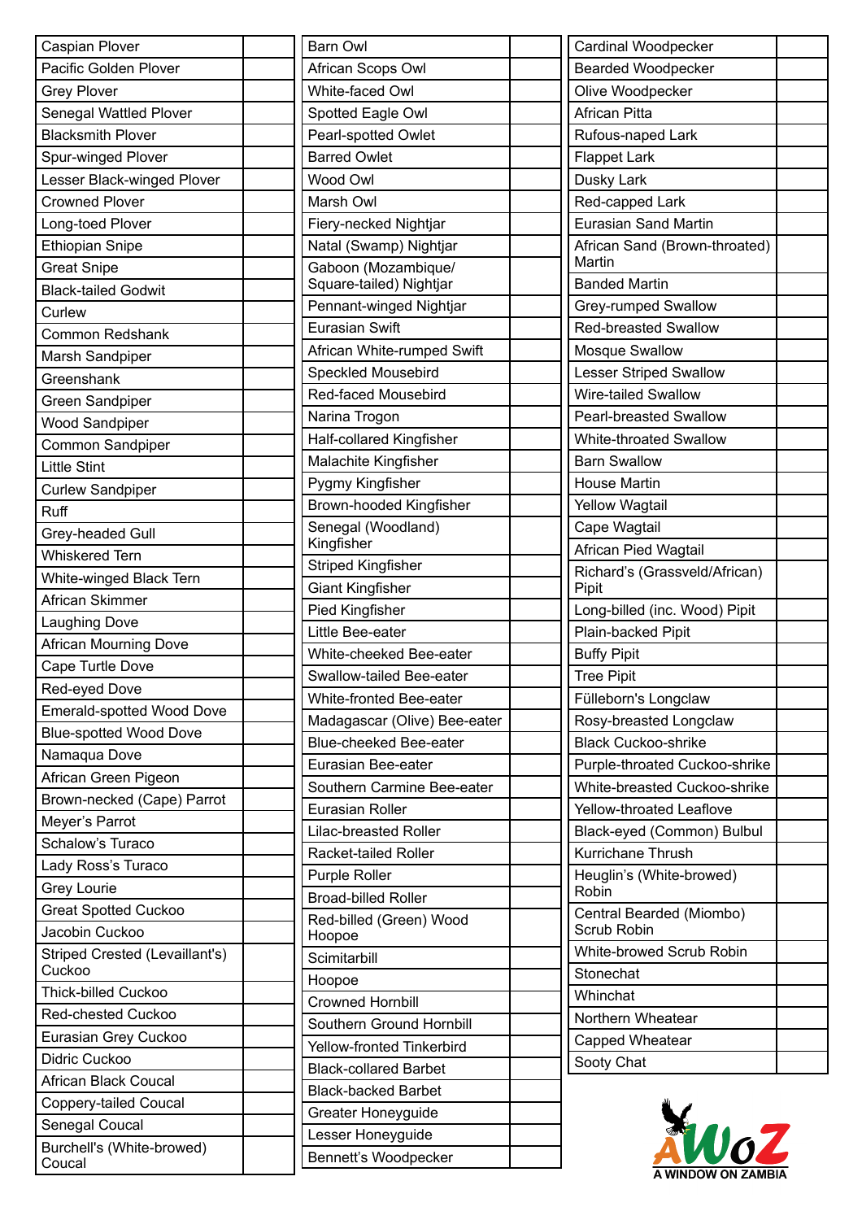| | |
|---|---|
| Caspian Plover | |
| Pacific Golden Plover | |
| Grey Plover | |
| Senegal Wattled Plover | |
| Blacksmith Plover | |
| Spur-winged Plover | |
| Lesser Black-winged Plover | |
| Crowned Plover | |
| Long-toed Plover | |
| Ethiopian Snipe | |
| Great Snipe | |
| Black-tailed Godwit | |
| Curlew | |
| Common Redshank | |
| Marsh Sandpiper | |
| Greenshank | |
| Green Sandpiper | |
| Wood Sandpiper | |
| Common Sandpiper | |
| Little Stint | |
| Curlew Sandpiper | |
| Ruff | |
| Grey-headed Gull | |
| Whiskered Tern | |
| White-winged Black Tern | |
| African Skimmer | |
| Laughing Dove | |
| African Mourning Dove | |
| Cape Turtle Dove | |
| Red-eyed Dove | |
| Emerald-spotted Wood Dove | |
| Blue-spotted Wood Dove | |
| Namaqua Dove | |
| African Green Pigeon | |
| Brown-necked (Cape) Parrot | |
| Meyer's Parrot | |
| Schalow's Turaco | |
| Lady Ross's Turaco | |
| Grey Lourie | |
| Great Spotted Cuckoo | |
| Jacobin Cuckoo | |
| Striped Crested (Levaillant's) Cuckoo | |
| Thick-billed Cuckoo | |
| Red-chested Cuckoo | |
| Eurasian Grey Cuckoo | |
| Didric Cuckoo | |
| African Black Coucal | |
| Coppery-tailed Coucal | |
| Senegal Coucal | |
| Burchell's (White-browed) Coucal | |

| | |
|---|---|
| Barn Owl | |
| African Scops Owl | |
| White-faced Owl | |
| Spotted Eagle Owl | |
| Pearl-spotted Owlet | |
| Barred Owlet | |
| Wood Owl | |
| Marsh Owl | |
| Fiery-necked Nightjar | |
| Natal (Swamp) Nightjar | |
| Gaboon (Mozambique/ Square-tailed) Nightjar | |
| Pennant-winged Nightjar | |
| Eurasian Swift | |
| African White-rumped Swift | |
| Speckled Mousebird | |
| Red-faced Mousebird | |
| Narina Trogon | |
| Half-collared Kingfisher | |
| Malachite Kingfisher | |
| Pygmy Kingfisher | |
| Brown-hooded Kingfisher | |
| Senegal (Woodland) Kingfisher | |
| Striped Kingfisher | |
| Giant Kingfisher | |
| Pied Kingfisher | |
| Little Bee-eater | |
| White-cheeked Bee-eater | |
| Swallow-tailed Bee-eater | |
| White-fronted Bee-eater | |
| Madagascar (Olive) Bee-eater | |
| Blue-cheeked Bee-eater | |
| Eurasian Bee-eater | |
| Southern Carmine Bee-eater | |
| Eurasian Roller | |
| Lilac-breasted Roller | |
| Racket-tailed Roller | |
| Purple Roller | |
| Broad-billed Roller | |
| Red-billed (Green) Wood Hoopoe | |
| Scimitarbill | |
| Hoopoe | |
| Crowned Hornbill | |
| Southern Ground Hornbill | |
| Yellow-fronted Tinkerbird | |
| Black-collared Barbet | |
| Black-backed Barbet | |
| Greater Honeyguide | |
| Lesser Honeyguide | |
| Bennett's Woodpecker | |

| | |
|---|---|
| Cardinal Woodpecker | |
| Bearded Woodpecker | |
| Olive Woodpecker | |
| African Pitta | |
| Rufous-naped Lark | |
| Flappet Lark | |
| Dusky Lark | |
| Red-capped Lark | |
| Eurasian Sand Martin | |
| African Sand (Brown-throated) Martin | |
| Banded Martin | |
| Grey-rumped Swallow | |
| Red-breasted Swallow | |
| Mosque Swallow | |
| Lesser Striped Swallow | |
| Wire-tailed Swallow | |
| Pearl-breasted Swallow | |
| White-throated Swallow | |
| Barn Swallow | |
| House Martin | |
| Yellow Wagtail | |
| Cape Wagtail | |
| African Pied Wagtail | |
| Richard's (Grassveld/African) Pipit | |
| Long-billed (inc. Wood) Pipit | |
| Plain-backed Pipit | |
| Buffy Pipit | |
| Tree Pipit | |
| Fülleborn's Longclaw | |
| Rosy-breasted Longclaw | |
| Black Cuckoo-shrike | |
| Purple-throated Cuckoo-shrike | |
| White-breasted Cuckoo-shrike | |
| Yellow-throated Leaflove | |
| Black-eyed (Common) Bulbul | |
| Kurrichane Thrush | |
| Heuglin's (White-browed) Robin | |
| Central Bearded (Miombo) Scrub Robin | |
| White-browed Scrub Robin | |
| Stonechat | |
| Whinchat | |
| Northern Wheatear | |
| Capped Wheatear | |
| Sooty Chat | |

AWOZ
A WINDOW ON ZAMBIA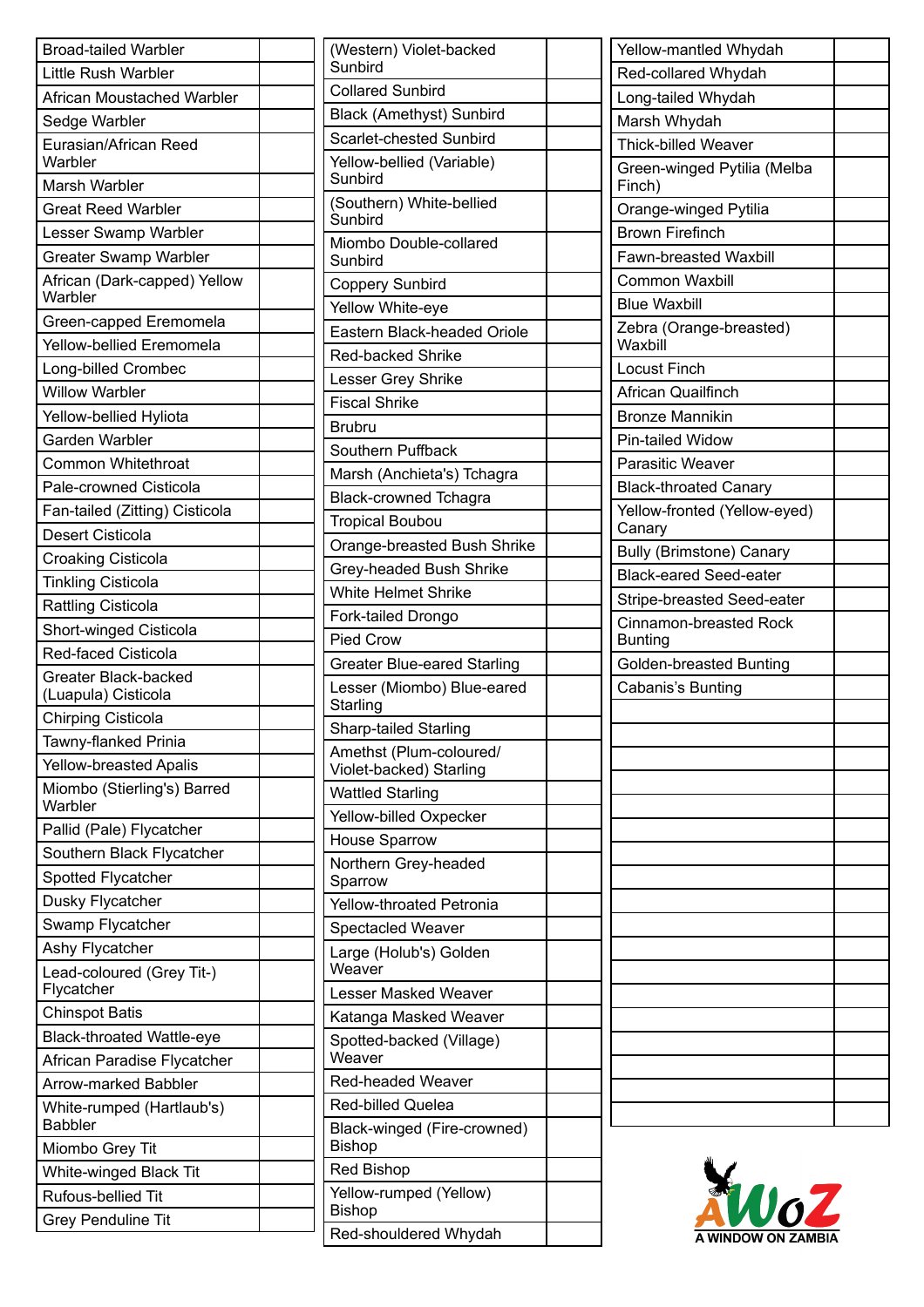| | |
|---|---|
| Broad-tailed Warbler | |
| Little Rush Warbler | |
| African Moustached Warbler | |
| Sedge Warbler | |
| Eurasian/African Reed Warbler | |
| Marsh Warbler | |
| Great Reed Warbler | |
| Lesser Swamp Warbler | |
| Greater Swamp Warbler | |
| African (Dark-capped) Yellow Warbler | |
| Green-capped Eremomela | |
| Yellow-bellied Eremomela | |
| Long-billed Crombec | |
| Willow Warbler | |
| Yellow-bellied Hyliota | |
| Garden Warbler | |
| Common Whitethroat | |
| Pale-crowned Cisticola | |
| Fan-tailed (Zitting) Cisticola | |
| Desert Cisticola | |
| Croaking Cisticola | |
| Tinkling Cisticola | |
| Rattling Cisticola | |
| Short-winged Cisticola | |
| Red-faced Cisticola | |
| Greater Black-backed (Luapula) Cisticola | |
| Chirping Cisticola | |
| Tawny-flanked Prinia | |
| Yellow-breasted Apalis | |
| Miombo (Stierling's) Barred Warbler | |
| Pallid (Pale) Flycatcher | |
| Southern Black Flycatcher | |
| Spotted Flycatcher | |
| Dusky Flycatcher | |
| Swamp Flycatcher | |
| Ashy Flycatcher | |
| Lead-coloured (Grey Tit-) Flycatcher | |
| Chinspot Batis | |
| Black-throated Wattle-eye | |
| African Paradise Flycatcher | |
| Arrow-marked Babbler | |
| White-rumped (Hartlaub's) Babbler | |
| Miombo Grey Tit | |
| White-winged Black Tit | |
| Rufous-bellied Tit | |
| Grey Penduline Tit | |

| | |
|---|---|
| (Western) Violet-backed Sunbird | |
| Collared Sunbird | |
| Black (Amethyst) Sunbird | |
| Scarlet-chested Sunbird | |
| Yellow-bellied (Variable) Sunbird | |
| (Southern) White-bellied Sunbird | |
| Miombo Double-collared Sunbird | |
| Coppery Sunbird | |
| Yellow White-eye | |
| Eastern Black-headed Oriole | |
| Red-backed Shrike | |
| Lesser Grey Shrike | |
| Fiscal Shrike | |
| Brubru | |
| Southern Puffback | |
| Marsh (Anchieta's) Tchagra | |
| Black-crowned Tchagra | |
| Tropical Boubou | |
| Orange-breasted Bush Shrike | |
| Grey-headed Bush Shrike | |
| White Helmet Shrike | |
| Fork-tailed Drongo | |
| Pied Crow | |
| Greater Blue-eared Starling | |
| Lesser (Miombo) Blue-eared Starling | |
| Sharp-tailed Starling | |
| Amethst (Plum-coloured/ Violet-backed) Starling | |
| Wattled Starling | |
| Yellow-billed Oxpecker | |
| House Sparrow | |
| Northern Grey-headed Sparrow | |
| Yellow-throated Petronia | |
| Spectacled Weaver | |
| Large (Holub's) Golden Weaver | |
| Lesser Masked Weaver | |
| Katanga Masked Weaver | |
| Spotted-backed (Village) Weaver | |
| Red-headed Weaver | |
| Red-billed Quelea | |
| Black-winged (Fire-crowned) Bishop | |
| Red Bishop | |
| Yellow-rumped (Yellow) Bishop | |
| Red-shouldered Whydah | |

| | |
|---|---|
| Yellow-mantled Whydah | |
| Red-collared Whydah | |
| Long-tailed Whydah | |
| Marsh Whydah | |
| Thick-billed Weaver | |
| Green-winged Pytilia (Melba Finch) | |
| Orange-winged Pytilia | |
| Brown Firefinch | |
| Fawn-breasted Waxbill | |
| Common Waxbill | |
| Blue Waxbill | |
| Zebra (Orange-breasted) Waxbill | |
| Locust Finch | |
| African Quailfinch | |
| Bronze Mannikin | |
| Pin-tailed Widow | |
| Parasitic Weaver | |
| Black-throated Canary | |
| Yellow-fronted (Yellow-eyed) Canary | |
| Bully (Brimstone) Canary | |
| Black-eared Seed-eater | |
| Stripe-breasted Seed-eater | |
| Cinnamon-breasted Rock Bunting | |
| Golden-breasted Bunting | |
| Cabanis's Bunting | |
| | |
| | |
| | |
| | |
| | |
| | |
| | |
| | |
| | |
| | |
| | |
| | |
| | |
| | |
| | |
| | |
| | |
| | |

AWoZ
A WINDOW ON ZAMBIA